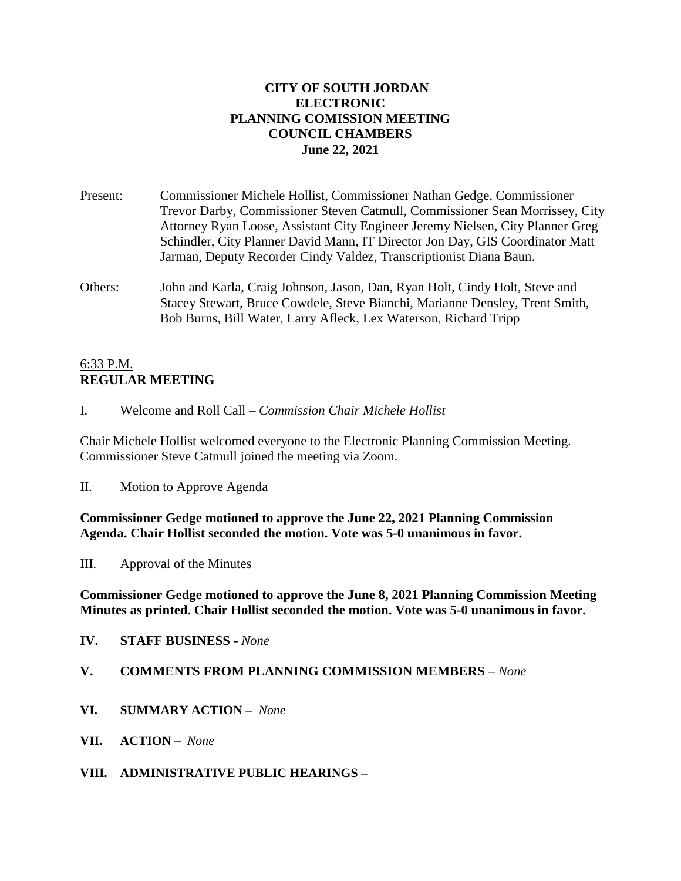**CITY OF SOUTH JORDAN**
**ELECTRONIC**
**PLANNING COMISSION MEETING**
**COUNCIL CHAMBERS**
**June 22, 2021**

Present: Commissioner Michele Hollist, Commissioner Nathan Gedge, Commissioner Trevor Darby, Commissioner Steven Catmull, Commissioner Sean Morrissey, City Attorney Ryan Loose, Assistant City Engineer Jeremy Nielsen, City Planner Greg Schindler, City Planner David Mann, IT Director Jon Day, GIS Coordinator Matt Jarman, Deputy Recorder Cindy Valdez, Transcriptionist Diana Baun.

Others: John and Karla, Craig Johnson, Jason, Dan, Ryan Holt, Cindy Holt, Steve and Stacey Stewart, Bruce Cowdele, Steve Bianchi, Marianne Densley, Trent Smith, Bob Burns, Bill Water, Larry Afleck, Lex Waterson, Richard Tripp

6:33 P.M.
**REGULAR MEETING**

I. Welcome and Roll Call – *Commission Chair Michele Hollist*

Chair Michele Hollist welcomed everyone to the Electronic Planning Commission Meeting. Commissioner Steve Catmull joined the meeting via Zoom.

II. Motion to Approve Agenda

**Commissioner Gedge motioned to approve the June 22, 2021 Planning Commission Agenda. Chair Hollist seconded the motion. Vote was 5-0 unanimous in favor.**

III. Approval of the Minutes

**Commissioner Gedge motioned to approve the June 8, 2021 Planning Commission Meeting Minutes as printed. Chair Hollist seconded the motion. Vote was 5-0 unanimous in favor.**

**IV. STAFF BUSINESS -** *None*

**V. COMMENTS FROM PLANNING COMMISSION MEMBERS –** *None*

**VI. SUMMARY ACTION –** *None*

**VII. ACTION –** *None*

**VIII. ADMINISTRATIVE PUBLIC HEARINGS –**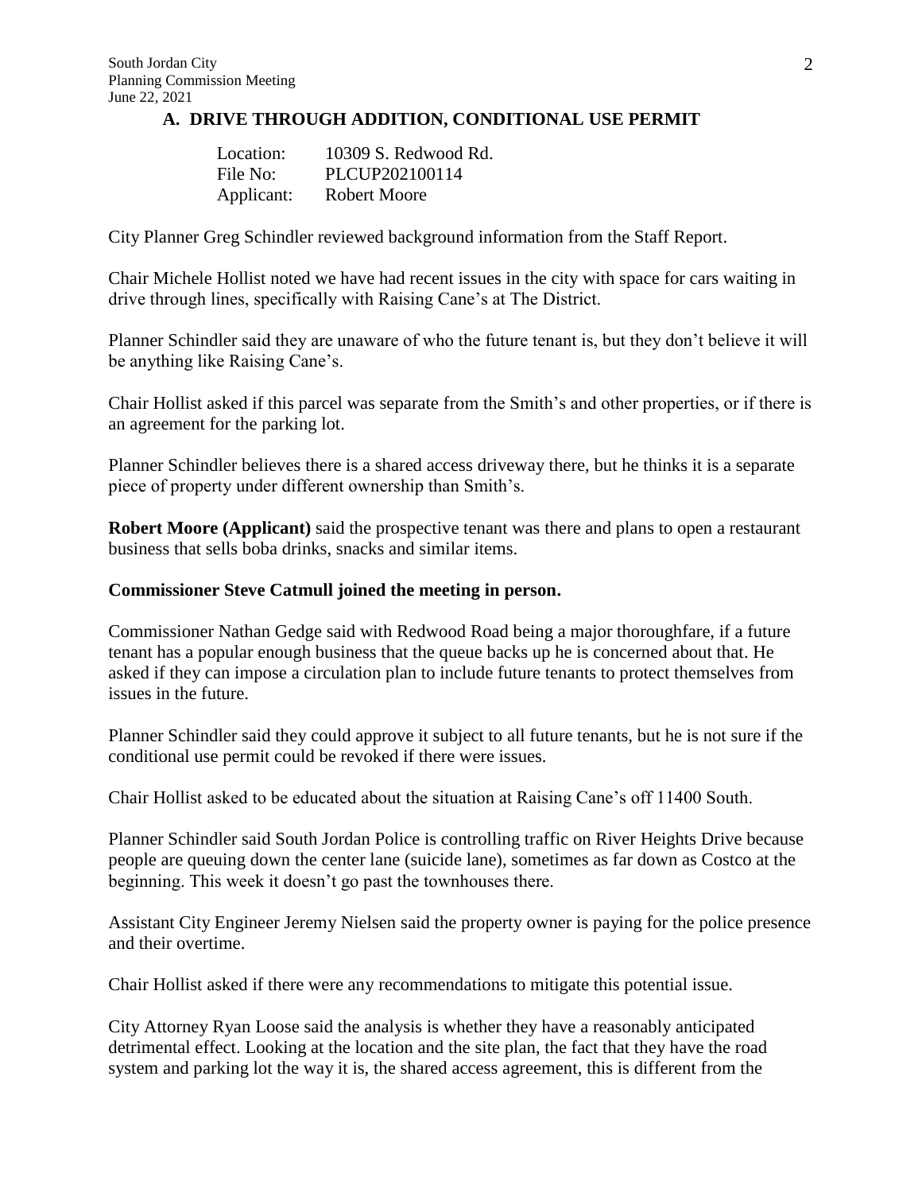### A. DRIVE THROUGH ADDITION, CONDITIONAL USE PERMIT

Location: 10309 S. Redwood Rd.
File No: PLCUP202100114
Applicant: Robert Moore

City Planner Greg Schindler reviewed background information from the Staff Report.

Chair Michele Hollist noted we have had recent issues in the city with space for cars waiting in drive through lines, specifically with Raising Cane's at The District.

Planner Schindler said they are unaware of who the future tenant is, but they don't believe it will be anything like Raising Cane's.

Chair Hollist asked if this parcel was separate from the Smith's and other properties, or if there is an agreement for the parking lot.

Planner Schindler believes there is a shared access driveway there, but he thinks it is a separate piece of property under different ownership than Smith's.

**Robert Moore (Applicant)** said the prospective tenant was there and plans to open a restaurant business that sells boba drinks, snacks and similar items.

**Commissioner Steve Catmull joined the meeting in person.**

Commissioner Nathan Gedge said with Redwood Road being a major thoroughfare, if a future tenant has a popular enough business that the queue backs up he is concerned about that. He asked if they can impose a circulation plan to include future tenants to protect themselves from issues in the future.

Planner Schindler said they could approve it subject to all future tenants, but he is not sure if the conditional use permit could be revoked if there were issues.

Chair Hollist asked to be educated about the situation at Raising Cane's off 11400 South.

Planner Schindler said South Jordan Police is controlling traffic on River Heights Drive because people are queuing down the center lane (suicide lane), sometimes as far down as Costco at the beginning. This week it doesn't go past the townhouses there.

Assistant City Engineer Jeremy Nielsen said the property owner is paying for the police presence and their overtime.

Chair Hollist asked if there were any recommendations to mitigate this potential issue.

City Attorney Ryan Loose said the analysis is whether they have a reasonably anticipated detrimental effect. Looking at the location and the site plan, the fact that they have the road system and parking lot the way it is, the shared access agreement, this is different from the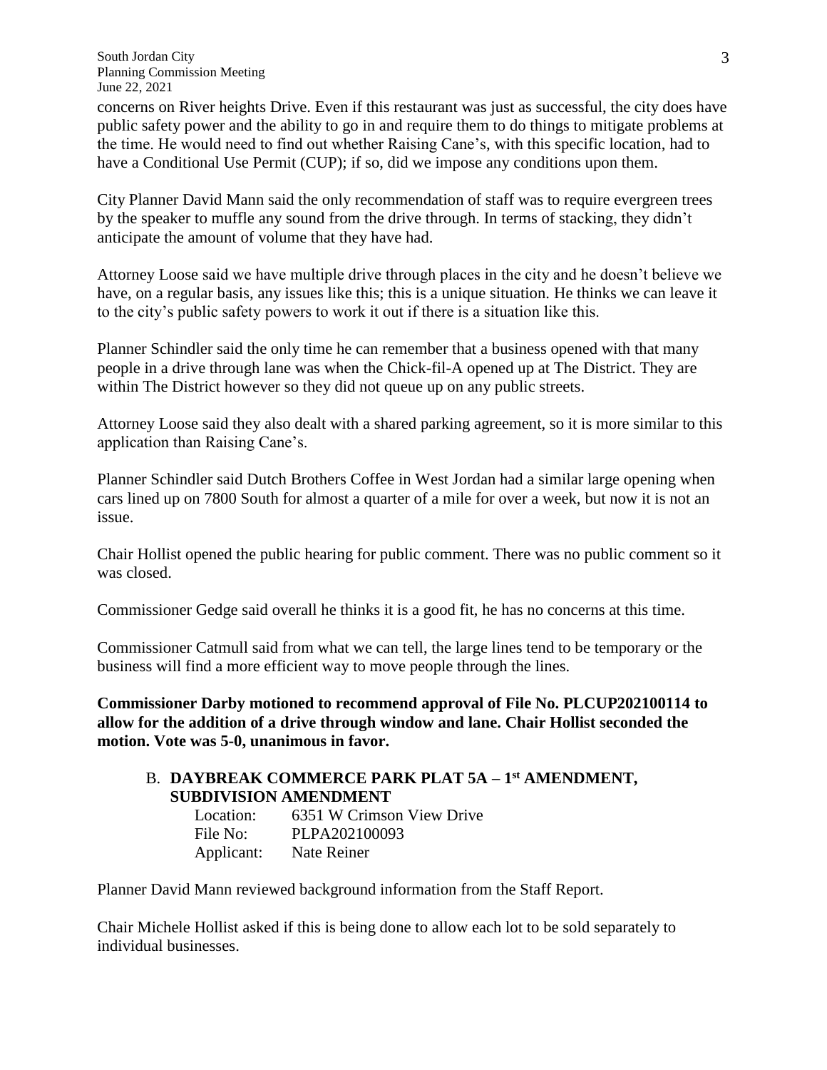concerns on River heights Drive. Even if this restaurant was just as successful, the city does have public safety power and the ability to go in and require them to do things to mitigate problems at the time. He would need to find out whether Raising Cane's, with this specific location, had to have a Conditional Use Permit (CUP); if so, did we impose any conditions upon them.

City Planner David Mann said the only recommendation of staff was to require evergreen trees by the speaker to muffle any sound from the drive through. In terms of stacking, they didn't anticipate the amount of volume that they have had.

Attorney Loose said we have multiple drive through places in the city and he doesn't believe we have, on a regular basis, any issues like this; this is a unique situation. He thinks we can leave it to the city's public safety powers to work it out if there is a situation like this.

Planner Schindler said the only time he can remember that a business opened with that many people in a drive through lane was when the Chick-fil-A opened up at The District. They are within The District however so they did not queue up on any public streets.

Attorney Loose said they also dealt with a shared parking agreement, so it is more similar to this application than Raising Cane's.

Planner Schindler said Dutch Brothers Coffee in West Jordan had a similar large opening when cars lined up on 7800 South for almost a quarter of a mile for over a week, but now it is not an issue.

Chair Hollist opened the public hearing for public comment. There was no public comment so it was closed.

Commissioner Gedge said overall he thinks it is a good fit, he has no concerns at this time.

Commissioner Catmull said from what we can tell, the large lines tend to be temporary or the business will find a more efficient way to move people through the lines.

**Commissioner Darby motioned to recommend approval of File No. PLCUP202100114 to allow for the addition of a drive through window and lane. Chair Hollist seconded the motion. Vote was 5-0, unanimous in favor.**

### B. DAYBREAK COMMERCE PARK PLAT 5A – 1st AMENDMENT, SUBDIVISION AMENDMENT

Location: 6351 W Crimson View Drive
File No: PLPA202100093
Applicant: Nate Reiner

Planner David Mann reviewed background information from the Staff Report.

Chair Michele Hollist asked if this is being done to allow each lot to be sold separately to individual businesses.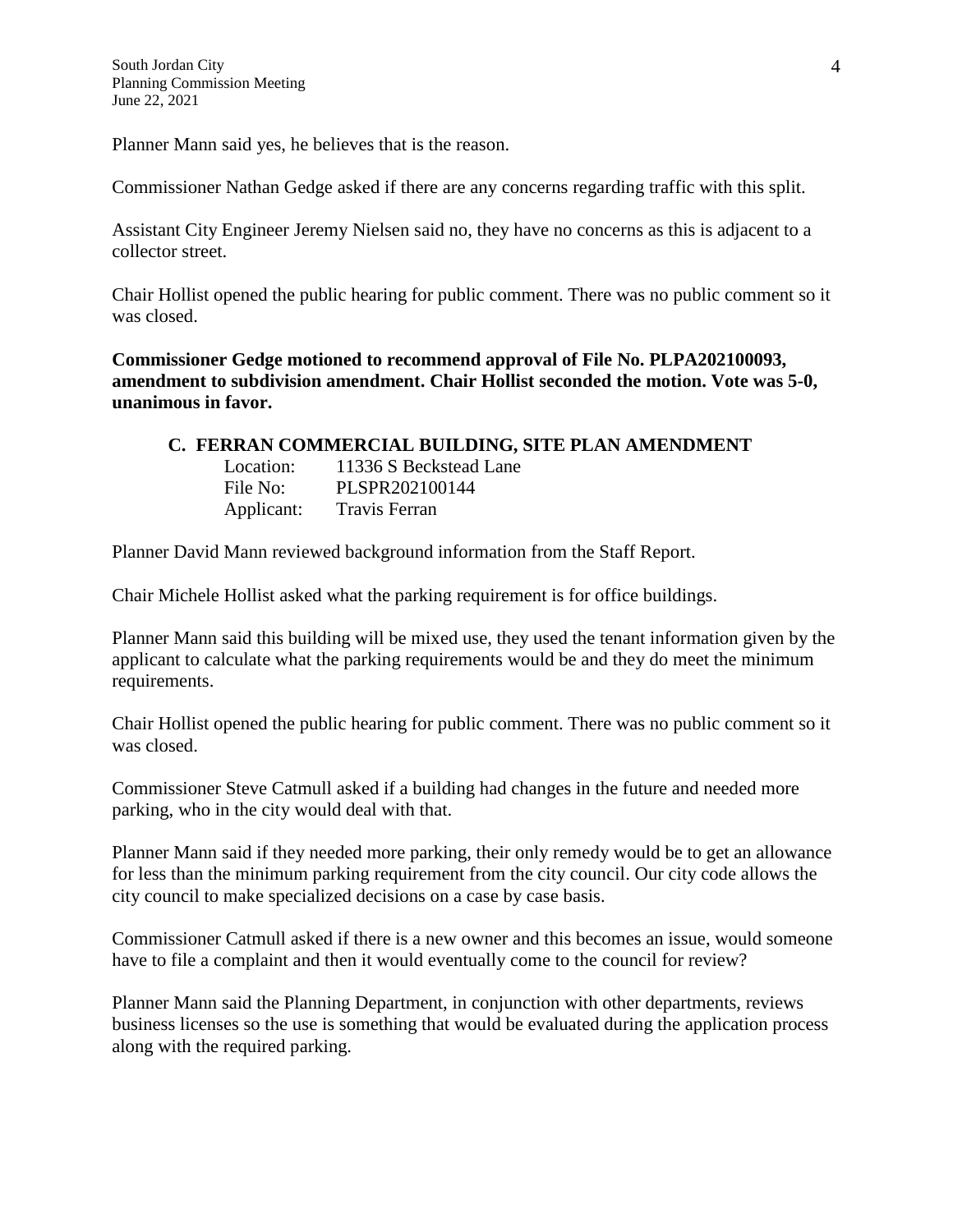Planner Mann said yes, he believes that is the reason.

Commissioner Nathan Gedge asked if there are any concerns regarding traffic with this split.

Assistant City Engineer Jeremy Nielsen said no, they have no concerns as this is adjacent to a collector street.

Chair Hollist opened the public hearing for public comment. There was no public comment so it was closed.

**Commissioner Gedge motioned to recommend approval of File No. PLPA202100093, amendment to subdivision amendment. Chair Hollist seconded the motion. Vote was 5-0, unanimous in favor.**

### C. FERRAN COMMERCIAL BUILDING, SITE PLAN AMENDMENT

Location: 11336 S Beckstead Lane
File No: PLSPR202100144
Applicant: Travis Ferran

Planner David Mann reviewed background information from the Staff Report.

Chair Michele Hollist asked what the parking requirement is for office buildings.

Planner Mann said this building will be mixed use, they used the tenant information given by the applicant to calculate what the parking requirements would be and they do meet the minimum requirements.

Chair Hollist opened the public hearing for public comment. There was no public comment so it was closed.

Commissioner Steve Catmull asked if a building had changes in the future and needed more parking, who in the city would deal with that.

Planner Mann said if they needed more parking, their only remedy would be to get an allowance for less than the minimum parking requirement from the city council. Our city code allows the city council to make specialized decisions on a case by case basis.

Commissioner Catmull asked if there is a new owner and this becomes an issue, would someone have to file a complaint and then it would eventually come to the council for review?

Planner Mann said the Planning Department, in conjunction with other departments, reviews business licenses so the use is something that would be evaluated during the application process along with the required parking.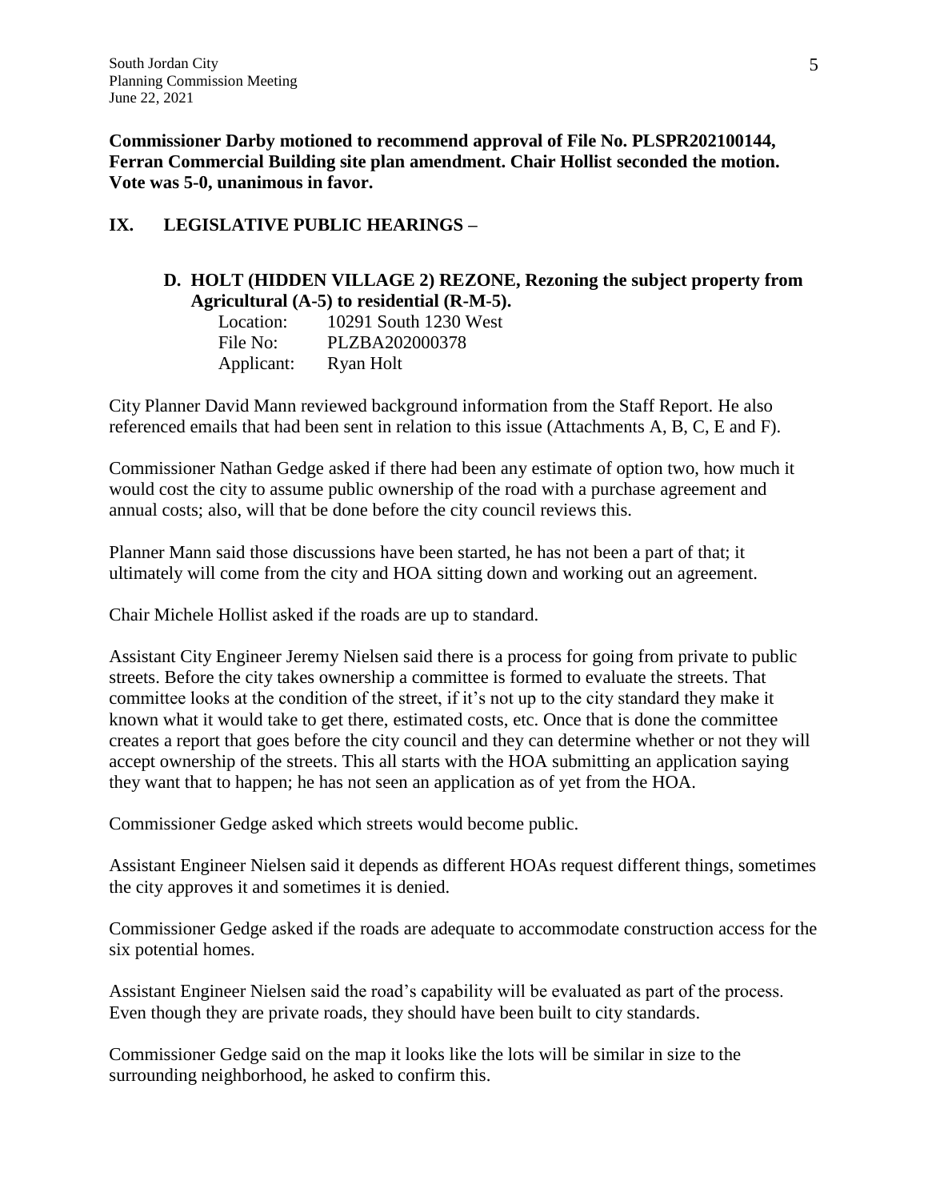**Commissioner Darby motioned to recommend approval of File No. PLSPR202100144, Ferran Commercial Building site plan amendment. Chair Hollist seconded the motion. Vote was 5-0, unanimous in favor.**

## IX. LEGISLATIVE PUBLIC HEARINGS –

### D. HOLT (HIDDEN VILLAGE 2) REZONE, Rezoning the subject property from Agricultural (A-5) to residential (R-M-5).

Location: 10291 South 1230 West
File No: PLZBA202000378
Applicant: Ryan Holt

City Planner David Mann reviewed background information from the Staff Report. He also referenced emails that had been sent in relation to this issue (Attachments A, B, C, E and F).

Commissioner Nathan Gedge asked if there had been any estimate of option two, how much it would cost the city to assume public ownership of the road with a purchase agreement and annual costs; also, will that be done before the city council reviews this.

Planner Mann said those discussions have been started, he has not been a part of that; it ultimately will come from the city and HOA sitting down and working out an agreement.

Chair Michele Hollist asked if the roads are up to standard.

Assistant City Engineer Jeremy Nielsen said there is a process for going from private to public streets. Before the city takes ownership a committee is formed to evaluate the streets. That committee looks at the condition of the street, if it's not up to the city standard they make it known what it would take to get there, estimated costs, etc. Once that is done the committee creates a report that goes before the city council and they can determine whether or not they will accept ownership of the streets. This all starts with the HOA submitting an application saying they want that to happen; he has not seen an application as of yet from the HOA.

Commissioner Gedge asked which streets would become public.

Assistant Engineer Nielsen said it depends as different HOAs request different things, sometimes the city approves it and sometimes it is denied.

Commissioner Gedge asked if the roads are adequate to accommodate construction access for the six potential homes.

Assistant Engineer Nielsen said the road's capability will be evaluated as part of the process. Even though they are private roads, they should have been built to city standards.

Commissioner Gedge said on the map it looks like the lots will be similar in size to the surrounding neighborhood, he asked to confirm this.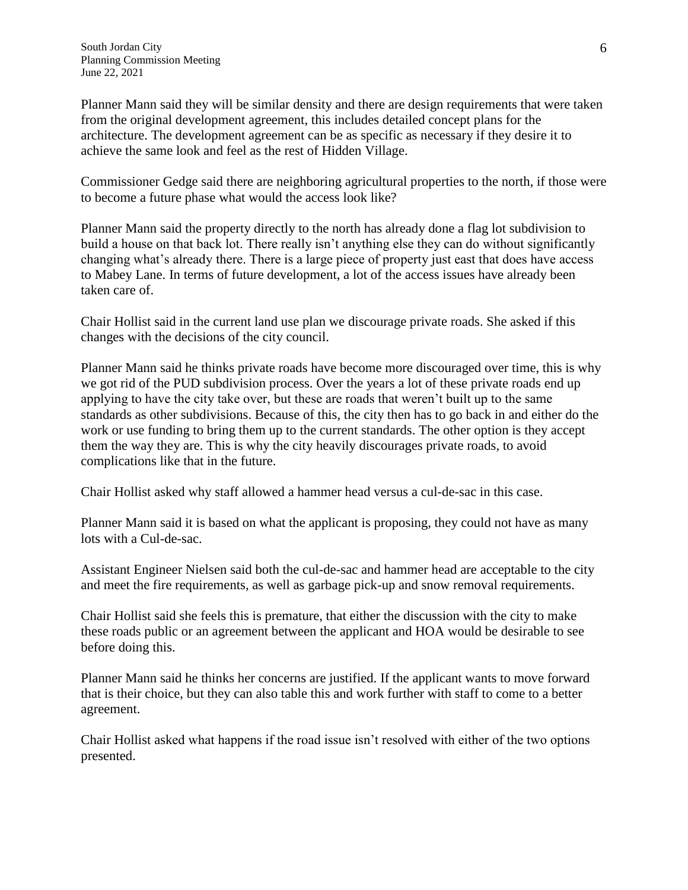Planner Mann said they will be similar density and there are design requirements that were taken from the original development agreement, this includes detailed concept plans for the architecture. The development agreement can be as specific as necessary if they desire it to achieve the same look and feel as the rest of Hidden Village.

Commissioner Gedge said there are neighboring agricultural properties to the north, if those were to become a future phase what would the access look like?

Planner Mann said the property directly to the north has already done a flag lot subdivision to build a house on that back lot. There really isn't anything else they can do without significantly changing what's already there. There is a large piece of property just east that does have access to Mabey Lane. In terms of future development, a lot of the access issues have already been taken care of.

Chair Hollist said in the current land use plan we discourage private roads. She asked if this changes with the decisions of the city council.

Planner Mann said he thinks private roads have become more discouraged over time, this is why we got rid of the PUD subdivision process. Over the years a lot of these private roads end up applying to have the city take over, but these are roads that weren't built up to the same standards as other subdivisions. Because of this, the city then has to go back in and either do the work or use funding to bring them up to the current standards. The other option is they accept them the way they are. This is why the city heavily discourages private roads, to avoid complications like that in the future.

Chair Hollist asked why staff allowed a hammer head versus a cul-de-sac in this case.

Planner Mann said it is based on what the applicant is proposing, they could not have as many lots with a Cul-de-sac.

Assistant Engineer Nielsen said both the cul-de-sac and hammer head are acceptable to the city and meet the fire requirements, as well as garbage pick-up and snow removal requirements.

Chair Hollist said she feels this is premature, that either the discussion with the city to make these roads public or an agreement between the applicant and HOA would be desirable to see before doing this.

Planner Mann said he thinks her concerns are justified. If the applicant wants to move forward that is their choice, but they can also table this and work further with staff to come to a better agreement.

Chair Hollist asked what happens if the road issue isn't resolved with either of the two options presented.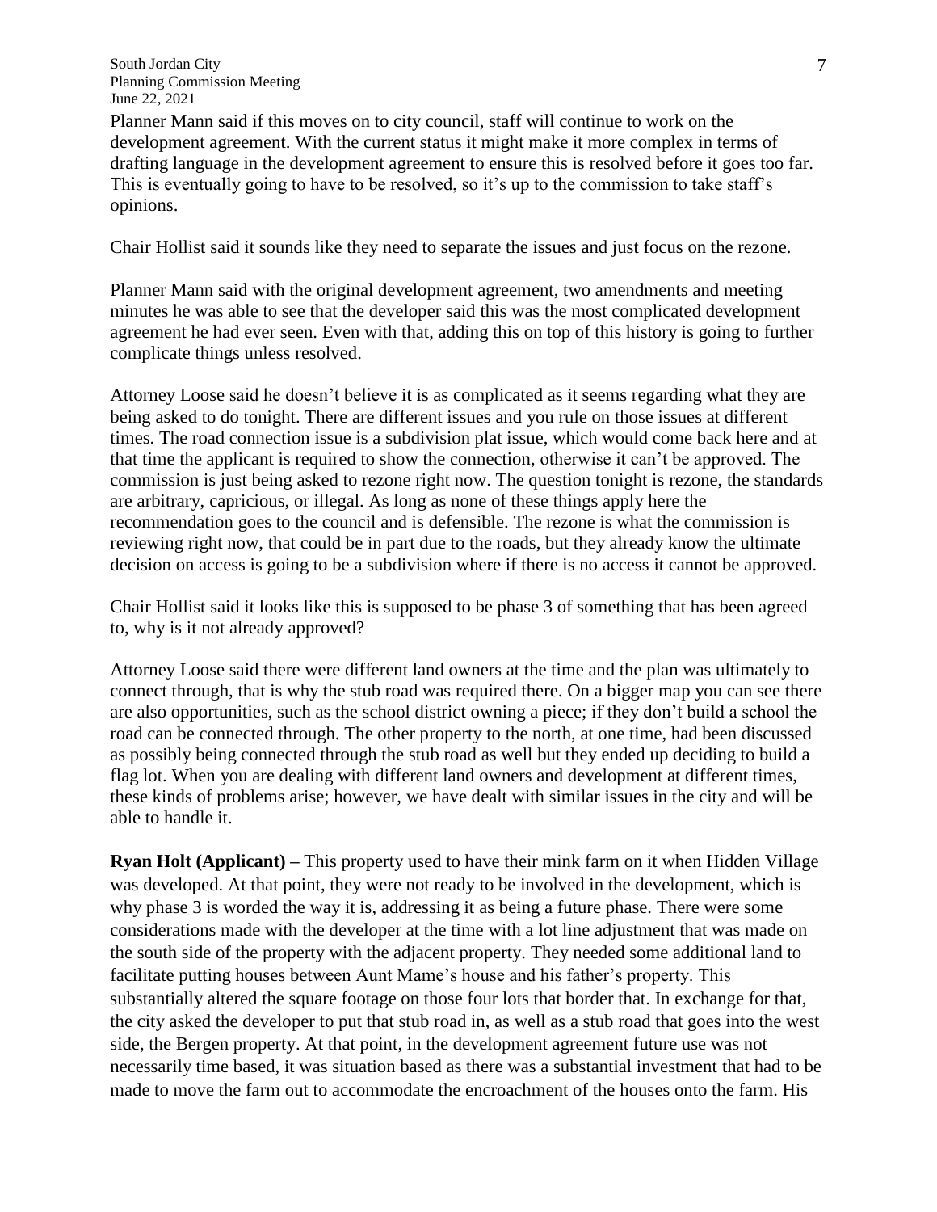Planner Mann said if this moves on to city council, staff will continue to work on the development agreement. With the current status it might make it more complex in terms of drafting language in the development agreement to ensure this is resolved before it goes too far. This is eventually going to have to be resolved, so it's up to the commission to take staff's opinions.

Chair Hollist said it sounds like they need to separate the issues and just focus on the rezone.

Planner Mann said with the original development agreement, two amendments and meeting minutes he was able to see that the developer said this was the most complicated development agreement he had ever seen. Even with that, adding this on top of this history is going to further complicate things unless resolved.

Attorney Loose said he doesn't believe it is as complicated as it seems regarding what they are being asked to do tonight. There are different issues and you rule on those issues at different times. The road connection issue is a subdivision plat issue, which would come back here and at that time the applicant is required to show the connection, otherwise it can't be approved. The commission is just being asked to rezone right now. The question tonight is rezone, the standards are arbitrary, capricious, or illegal. As long as none of these things apply here the recommendation goes to the council and is defensible. The rezone is what the commission is reviewing right now, that could be in part due to the roads, but they already know the ultimate decision on access is going to be a subdivision where if there is no access it cannot be approved.

Chair Hollist said it looks like this is supposed to be phase 3 of something that has been agreed to, why is it not already approved?

Attorney Loose said there were different land owners at the time and the plan was ultimately to connect through, that is why the stub road was required there. On a bigger map you can see there are also opportunities, such as the school district owning a piece; if they don't build a school the road can be connected through. The other property to the north, at one time, had been discussed as possibly being connected through the stub road as well but they ended up deciding to build a flag lot. When you are dealing with different land owners and development at different times, these kinds of problems arise; however, we have dealt with similar issues in the city and will be able to handle it.

**Ryan Holt (Applicant) –** This property used to have their mink farm on it when Hidden Village was developed. At that point, they were not ready to be involved in the development, which is why phase 3 is worded the way it is, addressing it as being a future phase. There were some considerations made with the developer at the time with a lot line adjustment that was made on the south side of the property with the adjacent property. They needed some additional land to facilitate putting houses between Aunt Mame's house and his father's property. This substantially altered the square footage on those four lots that border that. In exchange for that, the city asked the developer to put that stub road in, as well as a stub road that goes into the west side, the Bergen property. At that point, in the development agreement future use was not necessarily time based, it was situation based as there was a substantial investment that had to be made to move the farm out to accommodate the encroachment of the houses onto the farm. His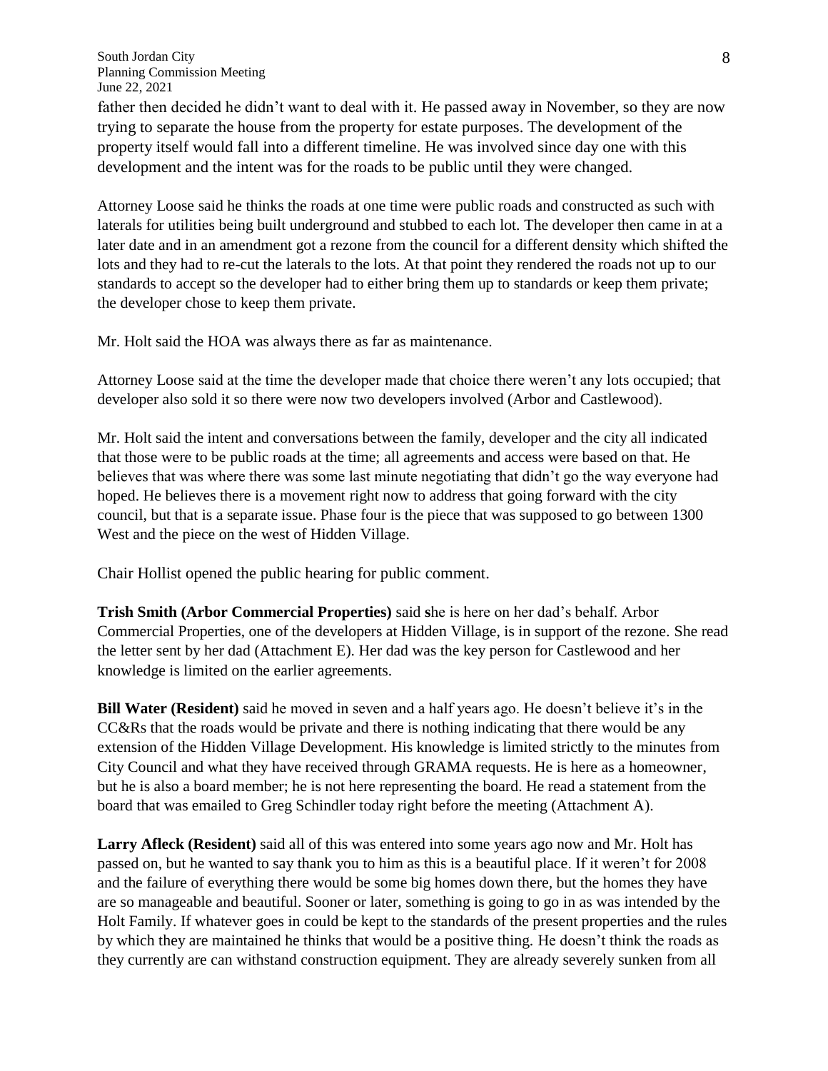father then decided he didn't want to deal with it. He passed away in November, so they are now trying to separate the house from the property for estate purposes. The development of the property itself would fall into a different timeline. He was involved since day one with this development and the intent was for the roads to be public until they were changed.

Attorney Loose said he thinks the roads at one time were public roads and constructed as such with laterals for utilities being built underground and stubbed to each lot. The developer then came in at a later date and in an amendment got a rezone from the council for a different density which shifted the lots and they had to re-cut the laterals to the lots. At that point they rendered the roads not up to our standards to accept so the developer had to either bring them up to standards or keep them private; the developer chose to keep them private.

Mr. Holt said the HOA was always there as far as maintenance.

Attorney Loose said at the time the developer made that choice there weren't any lots occupied; that developer also sold it so there were now two developers involved (Arbor and Castlewood).

Mr. Holt said the intent and conversations between the family, developer and the city all indicated that those were to be public roads at the time; all agreements and access were based on that. He believes that was where there was some last minute negotiating that didn't go the way everyone had hoped. He believes there is a movement right now to address that going forward with the city council, but that is a separate issue. Phase four is the piece that was supposed to go between 1300 West and the piece on the west of Hidden Village.

Chair Hollist opened the public hearing for public comment.

**Trish Smith (Arbor Commercial Properties)** said she is here on her dad's behalf. Arbor Commercial Properties, one of the developers at Hidden Village, is in support of the rezone. She read the letter sent by her dad (Attachment E). Her dad was the key person for Castlewood and her knowledge is limited on the earlier agreements.

**Bill Water (Resident)** said he moved in seven and a half years ago. He doesn't believe it's in the CC&Rs that the roads would be private and there is nothing indicating that there would be any extension of the Hidden Village Development. His knowledge is limited strictly to the minutes from City Council and what they have received through GRAMA requests. He is here as a homeowner, but he is also a board member; he is not here representing the board. He read a statement from the board that was emailed to Greg Schindler today right before the meeting (Attachment A).

**Larry Afleck (Resident)** said all of this was entered into some years ago now and Mr. Holt has passed on, but he wanted to say thank you to him as this is a beautiful place. If it weren't for 2008 and the failure of everything there would be some big homes down there, but the homes they have are so manageable and beautiful. Sooner or later, something is going to go in as was intended by the Holt Family. If whatever goes in could be kept to the standards of the present properties and the rules by which they are maintained he thinks that would be a positive thing. He doesn't think the roads as they currently are can withstand construction equipment. They are already severely sunken from all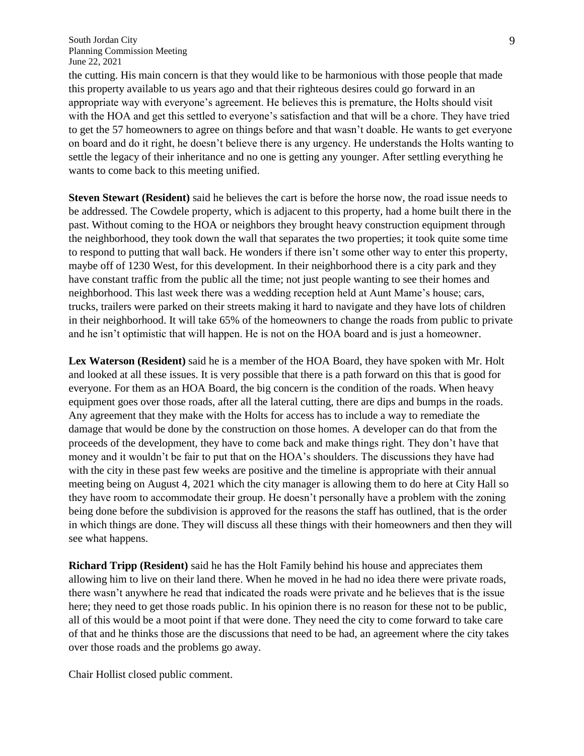the cutting. His main concern is that they would like to be harmonious with those people that made this property available to us years ago and that their righteous desires could go forward in an appropriate way with everyone's agreement. He believes this is premature, the Holts should visit with the HOA and get this settled to everyone's satisfaction and that will be a chore. They have tried to get the 57 homeowners to agree on things before and that wasn't doable. He wants to get everyone on board and do it right, he doesn't believe there is any urgency. He understands the Holts wanting to settle the legacy of their inheritance and no one is getting any younger. After settling everything he wants to come back to this meeting unified.

**Steven Stewart (Resident)** said he believes the cart is before the horse now, the road issue needs to be addressed. The Cowdele property, which is adjacent to this property, had a home built there in the past. Without coming to the HOA or neighbors they brought heavy construction equipment through the neighborhood, they took down the wall that separates the two properties; it took quite some time to respond to putting that wall back. He wonders if there isn't some other way to enter this property, maybe off of 1230 West, for this development. In their neighborhood there is a city park and they have constant traffic from the public all the time; not just people wanting to see their homes and neighborhood. This last week there was a wedding reception held at Aunt Mame's house; cars, trucks, trailers were parked on their streets making it hard to navigate and they have lots of children in their neighborhood. It will take 65% of the homeowners to change the roads from public to private and he isn't optimistic that will happen. He is not on the HOA board and is just a homeowner.

**Lex Waterson (Resident)** said he is a member of the HOA Board, they have spoken with Mr. Holt and looked at all these issues. It is very possible that there is a path forward on this that is good for everyone. For them as an HOA Board, the big concern is the condition of the roads. When heavy equipment goes over those roads, after all the lateral cutting, there are dips and bumps in the roads. Any agreement that they make with the Holts for access has to include a way to remediate the damage that would be done by the construction on those homes. A developer can do that from the proceeds of the development, they have to come back and make things right. They don't have that money and it wouldn't be fair to put that on the HOA's shoulders. The discussions they have had with the city in these past few weeks are positive and the timeline is appropriate with their annual meeting being on August 4, 2021 which the city manager is allowing them to do here at City Hall so they have room to accommodate their group. He doesn't personally have a problem with the zoning being done before the subdivision is approved for the reasons the staff has outlined, that is the order in which things are done. They will discuss all these things with their homeowners and then they will see what happens.

**Richard Tripp (Resident)** said he has the Holt Family behind his house and appreciates them allowing him to live on their land there. When he moved in he had no idea there were private roads, there wasn't anywhere he read that indicated the roads were private and he believes that is the issue here; they need to get those roads public. In his opinion there is no reason for these not to be public, all of this would be a moot point if that were done. They need the city to come forward to take care of that and he thinks those are the discussions that need to be had, an agreement where the city takes over those roads and the problems go away.

Chair Hollist closed public comment.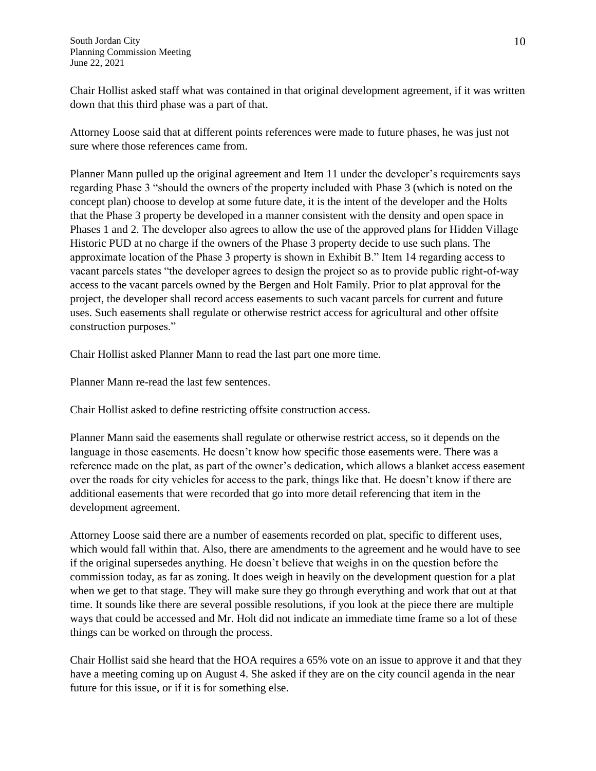Chair Hollist asked staff what was contained in that original development agreement, if it was written down that this third phase was a part of that.

Attorney Loose said that at different points references were made to future phases, he was just not sure where those references came from.

Planner Mann pulled up the original agreement and Item 11 under the developer's requirements says regarding Phase 3 "should the owners of the property included with Phase 3 (which is noted on the concept plan) choose to develop at some future date, it is the intent of the developer and the Holts that the Phase 3 property be developed in a manner consistent with the density and open space in Phases 1 and 2. The developer also agrees to allow the use of the approved plans for Hidden Village Historic PUD at no charge if the owners of the Phase 3 property decide to use such plans. The approximate location of the Phase 3 property is shown in Exhibit B." Item 14 regarding access to vacant parcels states "the developer agrees to design the project so as to provide public right-of-way access to the vacant parcels owned by the Bergen and Holt Family. Prior to plat approval for the project, the developer shall record access easements to such vacant parcels for current and future uses. Such easements shall regulate or otherwise restrict access for agricultural and other offsite construction purposes."

Chair Hollist asked Planner Mann to read the last part one more time.

Planner Mann re-read the last few sentences.

Chair Hollist asked to define restricting offsite construction access.

Planner Mann said the easements shall regulate or otherwise restrict access, so it depends on the language in those easements. He doesn't know how specific those easements were. There was a reference made on the plat, as part of the owner's dedication, which allows a blanket access easement over the roads for city vehicles for access to the park, things like that. He doesn't know if there are additional easements that were recorded that go into more detail referencing that item in the development agreement.

Attorney Loose said there are a number of easements recorded on plat, specific to different uses, which would fall within that. Also, there are amendments to the agreement and he would have to see if the original supersedes anything. He doesn't believe that weighs in on the question before the commission today, as far as zoning. It does weigh in heavily on the development question for a plat when we get to that stage. They will make sure they go through everything and work that out at that time. It sounds like there are several possible resolutions, if you look at the piece there are multiple ways that could be accessed and Mr. Holt did not indicate an immediate time frame so a lot of these things can be worked on through the process.

Chair Hollist said she heard that the HOA requires a 65% vote on an issue to approve it and that they have a meeting coming up on August 4. She asked if they are on the city council agenda in the near future for this issue, or if it is for something else.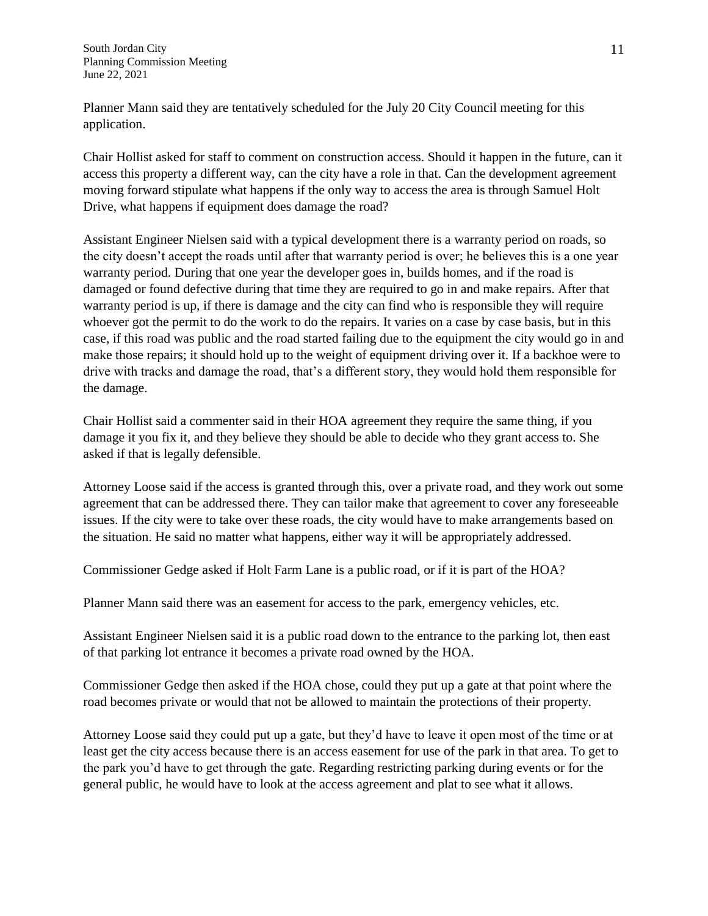Planner Mann said they are tentatively scheduled for the July 20 City Council meeting for this application.

Chair Hollist asked for staff to comment on construction access. Should it happen in the future, can it access this property a different way, can the city have a role in that. Can the development agreement moving forward stipulate what happens if the only way to access the area is through Samuel Holt Drive, what happens if equipment does damage the road?

Assistant Engineer Nielsen said with a typical development there is a warranty period on roads, so the city doesn't accept the roads until after that warranty period is over; he believes this is a one year warranty period. During that one year the developer goes in, builds homes, and if the road is damaged or found defective during that time they are required to go in and make repairs. After that warranty period is up, if there is damage and the city can find who is responsible they will require whoever got the permit to do the work to do the repairs. It varies on a case by case basis, but in this case, if this road was public and the road started failing due to the equipment the city would go in and make those repairs; it should hold up to the weight of equipment driving over it. If a backhoe were to drive with tracks and damage the road, that's a different story, they would hold them responsible for the damage.

Chair Hollist said a commenter said in their HOA agreement they require the same thing, if you damage it you fix it, and they believe they should be able to decide who they grant access to. She asked if that is legally defensible.

Attorney Loose said if the access is granted through this, over a private road, and they work out some agreement that can be addressed there. They can tailor make that agreement to cover any foreseeable issues. If the city were to take over these roads, the city would have to make arrangements based on the situation. He said no matter what happens, either way it will be appropriately addressed.

Commissioner Gedge asked if Holt Farm Lane is a public road, or if it is part of the HOA?

Planner Mann said there was an easement for access to the park, emergency vehicles, etc.

Assistant Engineer Nielsen said it is a public road down to the entrance to the parking lot, then east of that parking lot entrance it becomes a private road owned by the HOA.

Commissioner Gedge then asked if the HOA chose, could they put up a gate at that point where the road becomes private or would that not be allowed to maintain the protections of their property.

Attorney Loose said they could put up a gate, but they'd have to leave it open most of the time or at least get the city access because there is an access easement for use of the park in that area. To get to the park you'd have to get through the gate. Regarding restricting parking during events or for the general public, he would have to look at the access agreement and plat to see what it allows.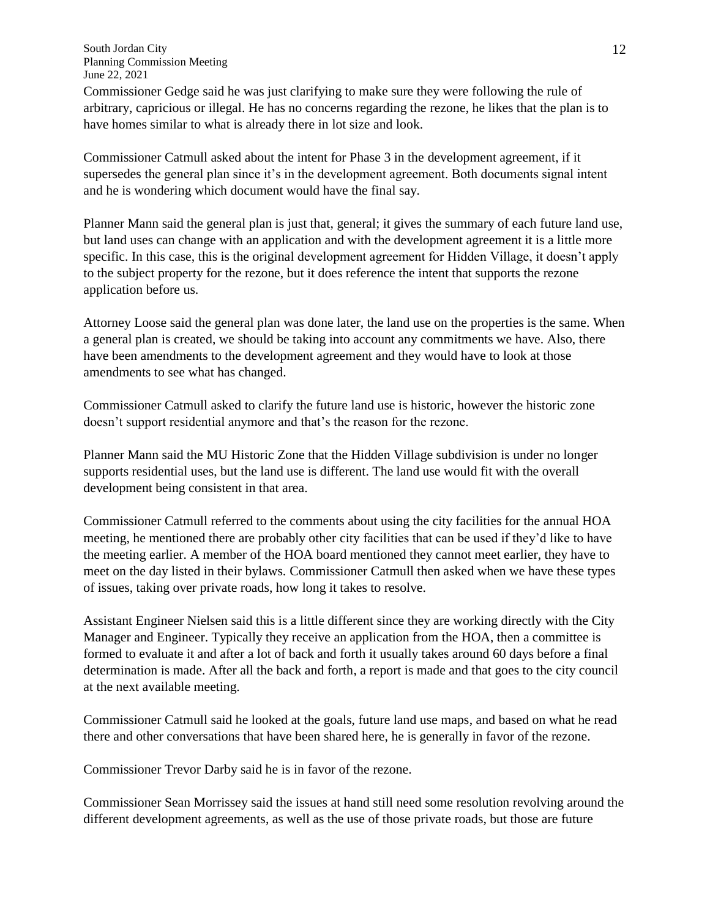Commissioner Gedge said he was just clarifying to make sure they were following the rule of arbitrary, capricious or illegal. He has no concerns regarding the rezone, he likes that the plan is to have homes similar to what is already there in lot size and look.

Commissioner Catmull asked about the intent for Phase 3 in the development agreement, if it supersedes the general plan since it's in the development agreement. Both documents signal intent and he is wondering which document would have the final say.

Planner Mann said the general plan is just that, general; it gives the summary of each future land use, but land uses can change with an application and with the development agreement it is a little more specific. In this case, this is the original development agreement for Hidden Village, it doesn't apply to the subject property for the rezone, but it does reference the intent that supports the rezone application before us.

Attorney Loose said the general plan was done later, the land use on the properties is the same. When a general plan is created, we should be taking into account any commitments we have. Also, there have been amendments to the development agreement and they would have to look at those amendments to see what has changed.

Commissioner Catmull asked to clarify the future land use is historic, however the historic zone doesn't support residential anymore and that's the reason for the rezone.

Planner Mann said the MU Historic Zone that the Hidden Village subdivision is under no longer supports residential uses, but the land use is different. The land use would fit with the overall development being consistent in that area.

Commissioner Catmull referred to the comments about using the city facilities for the annual HOA meeting, he mentioned there are probably other city facilities that can be used if they'd like to have the meeting earlier. A member of the HOA board mentioned they cannot meet earlier, they have to meet on the day listed in their bylaws. Commissioner Catmull then asked when we have these types of issues, taking over private roads, how long it takes to resolve.

Assistant Engineer Nielsen said this is a little different since they are working directly with the City Manager and Engineer. Typically they receive an application from the HOA, then a committee is formed to evaluate it and after a lot of back and forth it usually takes around 60 days before a final determination is made. After all the back and forth, a report is made and that goes to the city council at the next available meeting.

Commissioner Catmull said he looked at the goals, future land use maps, and based on what he read there and other conversations that have been shared here, he is generally in favor of the rezone.

Commissioner Trevor Darby said he is in favor of the rezone.

Commissioner Sean Morrissey said the issues at hand still need some resolution revolving around the different development agreements, as well as the use of those private roads, but those are future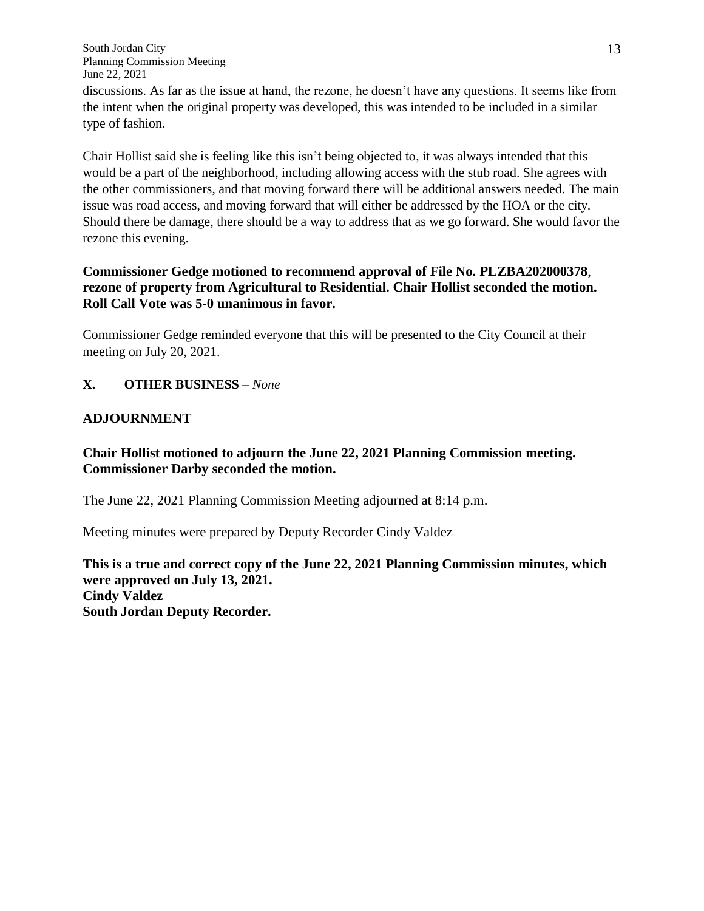discussions. As far as the issue at hand, the rezone, he doesn't have any questions. It seems like from the intent when the original property was developed, this was intended to be included in a similar type of fashion.

Chair Hollist said she is feeling like this isn't being objected to, it was always intended that this would be a part of the neighborhood, including allowing access with the stub road. She agrees with the other commissioners, and that moving forward there will be additional answers needed. The main issue was road access, and moving forward that will either be addressed by the HOA or the city. Should there be damage, there should be a way to address that as we go forward. She would favor the rezone this evening.

**Commissioner Gedge motioned to recommend approval of File No. PLZBA202000378, rezone of property from Agricultural to Residential. Chair Hollist seconded the motion. Roll Call Vote was 5-0 unanimous in favor.**

Commissioner Gedge reminded everyone that this will be presented to the City Council at their meeting on July 20, 2021.

## X. OTHER BUSINESS – *None*

## ADJOURNMENT

**Chair Hollist motioned to adjourn the June 22, 2021 Planning Commission meeting. Commissioner Darby seconded the motion.**

The June 22, 2021 Planning Commission Meeting adjourned at 8:14 p.m.

Meeting minutes were prepared by Deputy Recorder Cindy Valdez

**This is a true and correct copy of the June 22, 2021 Planning Commission minutes, which were approved on July 13, 2021.**
**Cindy Valdez**
**South Jordan Deputy Recorder.**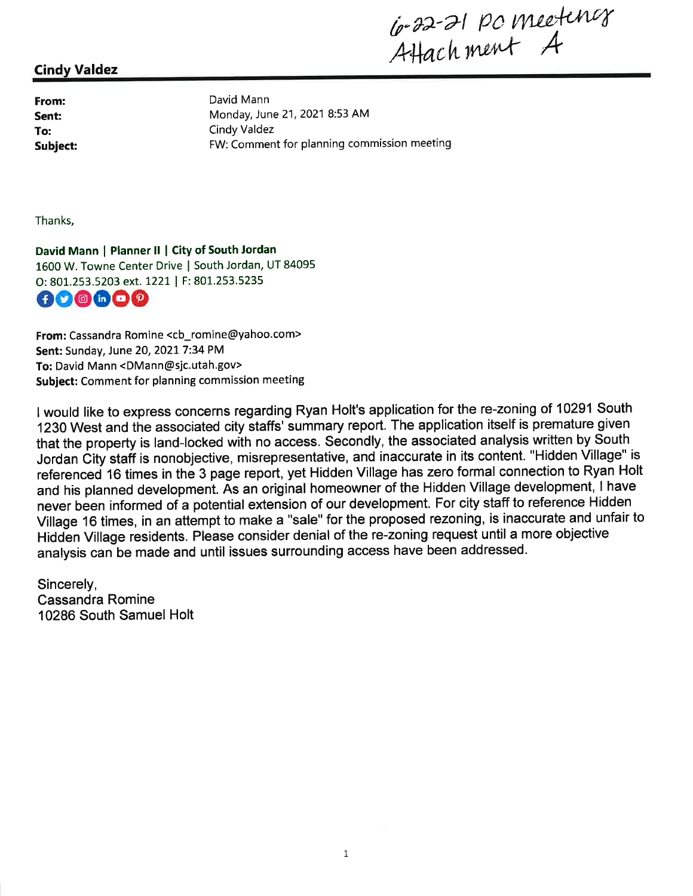6-22-21 PC meeting
Attachment A

**Cindy Valdez**

**From:** David Mann
**Sent:** Monday, June 21, 2021 8:53 AM
**To:** Cindy Valdez
**Subject:** FW: Comment for planning commission meeting

Thanks,

**David Mann | Planner II | City of South Jordan**
1600 W. Towne Center Drive | South Jordan, UT 84095
O: 801.253.5203 ext. 1221 | F: 801.253.5235

**From:** Cassandra Romine <cb_romine@yahoo.com>
**Sent:** Sunday, June 20, 2021 7:34 PM
**To:** David Mann <DMann@sjc.utah.gov>
**Subject:** Comment for planning commission meeting

I would like to express concerns regarding Ryan Holt's application for the re-zoning of 10291 South 1230 West and the associated city staffs' summary report. The application itself is premature given that the property is land-locked with no access. Secondly, the associated analysis written by South Jordan City staff is nonobjective, misrepresentative, and inaccurate in its content. "Hidden Village" is referenced 16 times in the 3 page report, yet Hidden Village has zero formal connection to Ryan Holt and his planned development. As an original homeowner of the Hidden Village development, I have never been informed of a potential extension of our development. For city staff to reference Hidden Village 16 times, in an attempt to make a "sale" for the proposed rezoning, is inaccurate and unfair to Hidden Village residents. Please consider denial of the re-zoning request until a more objective analysis can be made and until issues surrounding access have been addressed.

Sincerely,
Cassandra Romine
10286 South Samuel Holt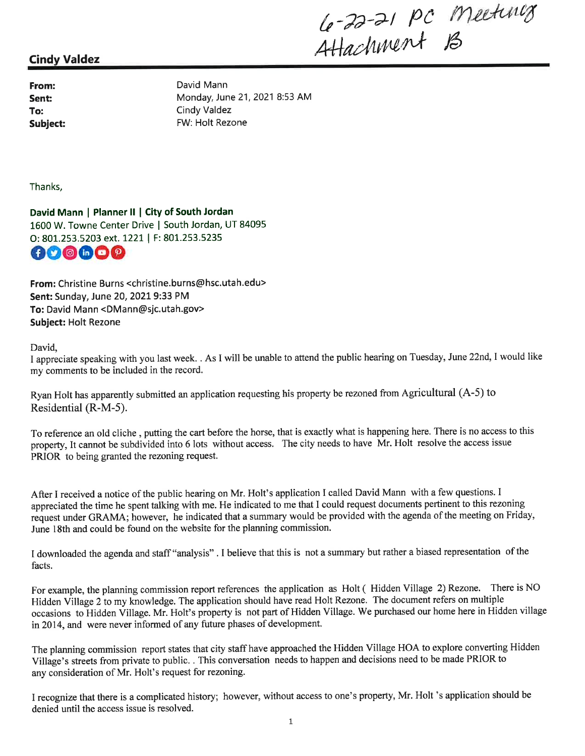6-22-21 PC Meeting
Attachment B

**Cindy Valdez**

**From:** David Mann
**Sent:** Monday, June 21, 2021 8:53 AM
**To:** Cindy Valdez
**Subject:** FW: Holt Rezone

Thanks,

**David Mann | Planner II | City of South Jordan**
1600 W. Towne Center Drive | South Jordan, UT 84095
O: 801.253.5203 ext. 1221 | F: 801.253.5235

**From:** Christine Burns <christine.burns@hsc.utah.edu>
**Sent:** Sunday, June 20, 2021 9:33 PM
**To:** David Mann <DMann@sjc.utah.gov>
**Subject:** Holt Rezone

David,
I appreciate speaking with you last week. . As I will be unable to attend the public hearing on Tuesday, June 22nd, I would like my comments to be included in the record.

Ryan Holt has apparently submitted an application requesting his property be rezoned from Agricultural (A-5) to Residential (R-M-5).

To reference an old cliche , putting the cart before the horse, that is exactly what is happening here. There is no access to this property, It cannot be subdivided into 6 lots without access. The city needs to have Mr. Holt resolve the access issue PRIOR to being granted the rezoning request.

After I received a notice of the public hearing on Mr. Holt's application I called David Mann with a few questions. I appreciated the time he spent talking with me. He indicated to me that I could request documents pertinent to this rezoning request under GRAMA; however, he indicated that a summary would be provided with the agenda of the meeting on Friday, June 18th and could be found on the website for the planning commission.

I downloaded the agenda and staff "analysis" . I believe that this is not a summary but rather a biased representation of the facts.

For example, the planning commission report references the application as Holt ( Hidden Village 2) Rezone. There is NO Hidden Village 2 to my knowledge. The application should have read Holt Rezone. The document refers on multiple occasions to Hidden Village. Mr. Holt's property is not part of Hidden Village. We purchased our home here in Hidden village in 2014, and were never informed of any future phases of development.

The planning commission report states that city staff have approached the Hidden Village HOA to explore converting Hidden Village's streets from private to public. . This conversation needs to happen and decisions need to be made PRIOR to any consideration of Mr. Holt's request for rezoning.

I recognize that there is a complicated history; however, without access to one's property, Mr. Holt 's application should be denied until the access issue is resolved.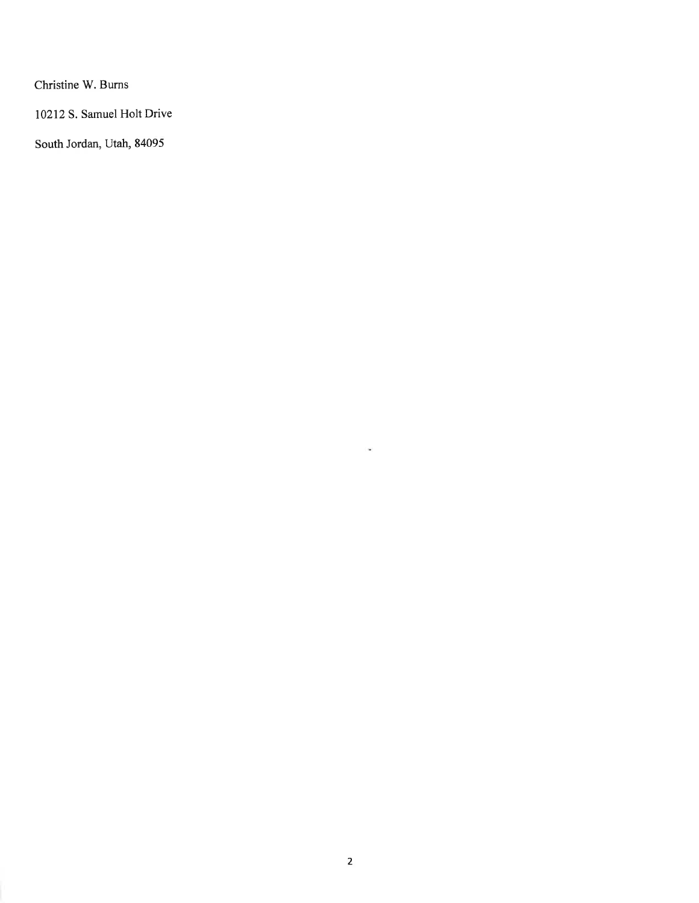Christine W. Burns

10212 S. Samuel Holt Drive

South Jordan, Utah, 84095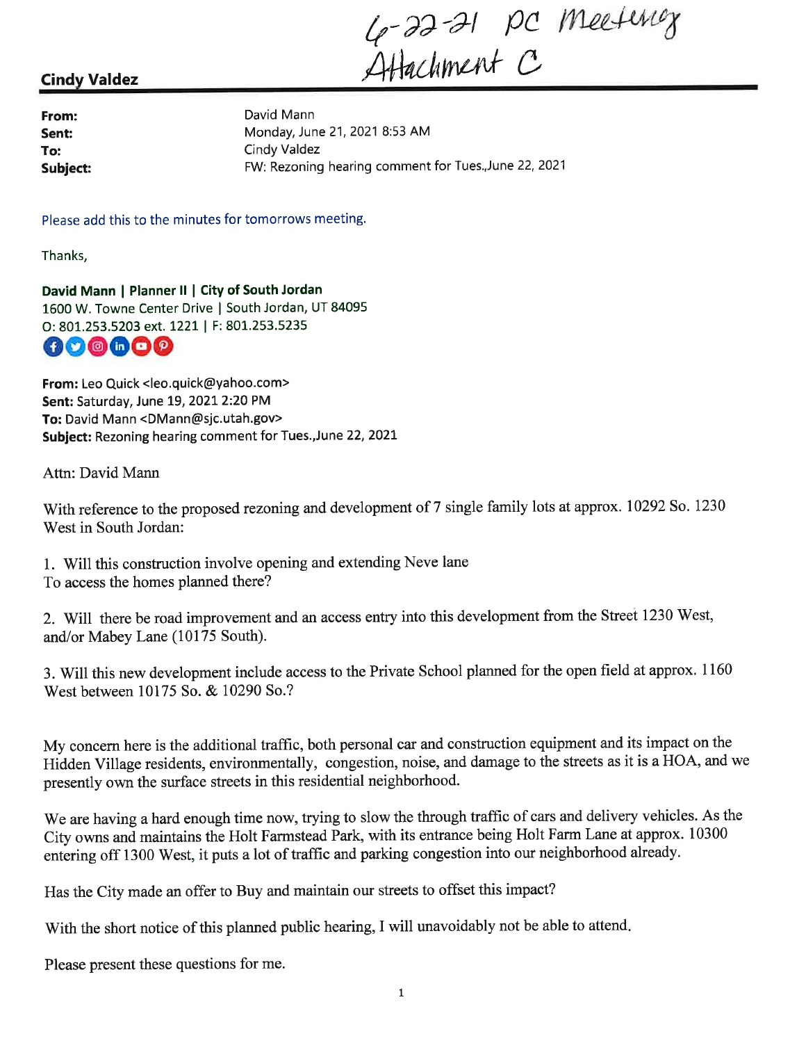6-22-21 PC Meeting
Attachment C

**Cindy Valdez**

**From:** David Mann
**Sent:** Monday, June 21, 2021 8:53 AM
**To:** Cindy Valdez
**Subject:** FW: Rezoning hearing comment for Tues.,June 22, 2021

Please add this to the minutes for tomorrows meeting.

Thanks,

**David Mann | Planner II | City of South Jordan**
1600 W. Towne Center Drive | South Jordan, UT 84095
O: 801.253.5203 ext. 1221 | F: 801.253.5235

**From:** Leo Quick <leo.quick@yahoo.com>
**Sent:** Saturday, June 19, 2021 2:20 PM
**To:** David Mann <DMann@sjc.utah.gov>
**Subject:** Rezoning hearing comment for Tues.,June 22, 2021

Attn: David Mann

With reference to the proposed rezoning and development of 7 single family lots at approx. 10292 So. 1230 West in South Jordan:

1. Will this construction involve opening and extending Neve lane
To access the homes planned there?

2. Will there be road improvement and an access entry into this development from the Street 1230 West, and/or Mabey Lane (10175 South).

3. Will this new development include access to the Private School planned for the open field at approx. 1160 West between 10175 So. & 10290 So.?

My concern here is the additional traffic, both personal car and construction equipment and its impact on the Hidden Village residents, environmentally, congestion, noise, and damage to the streets as it is a HOA, and we presently own the surface streets in this residential neighborhood.

We are having a hard enough time now, trying to slow the through traffic of cars and delivery vehicles. As the City owns and maintains the Holt Farmstead Park, with its entrance being Holt Farm Lane at approx. 10300 entering off 1300 West, it puts a lot of traffic and parking congestion into our neighborhood already.

Has the City made an offer to Buy and maintain our streets to offset this impact?

With the short notice of this planned public hearing, I will unavoidably not be able to attend.

Please present these questions for me.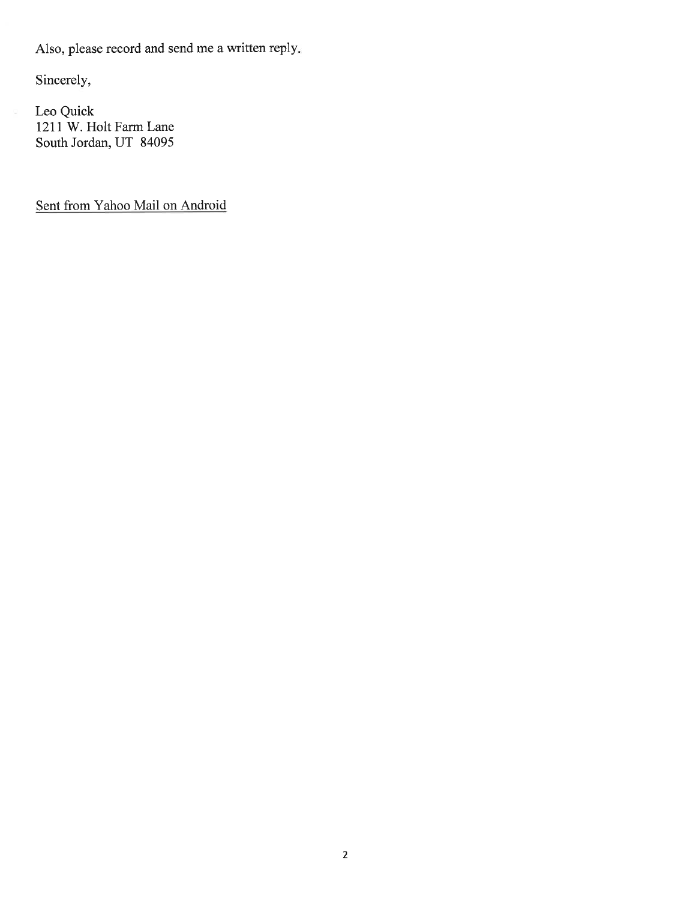Also, please record and send me a written reply.

Sincerely,

Leo Quick
1211 W. Holt Farm Lane
South Jordan, UT 84095

Sent from Yahoo Mail on Android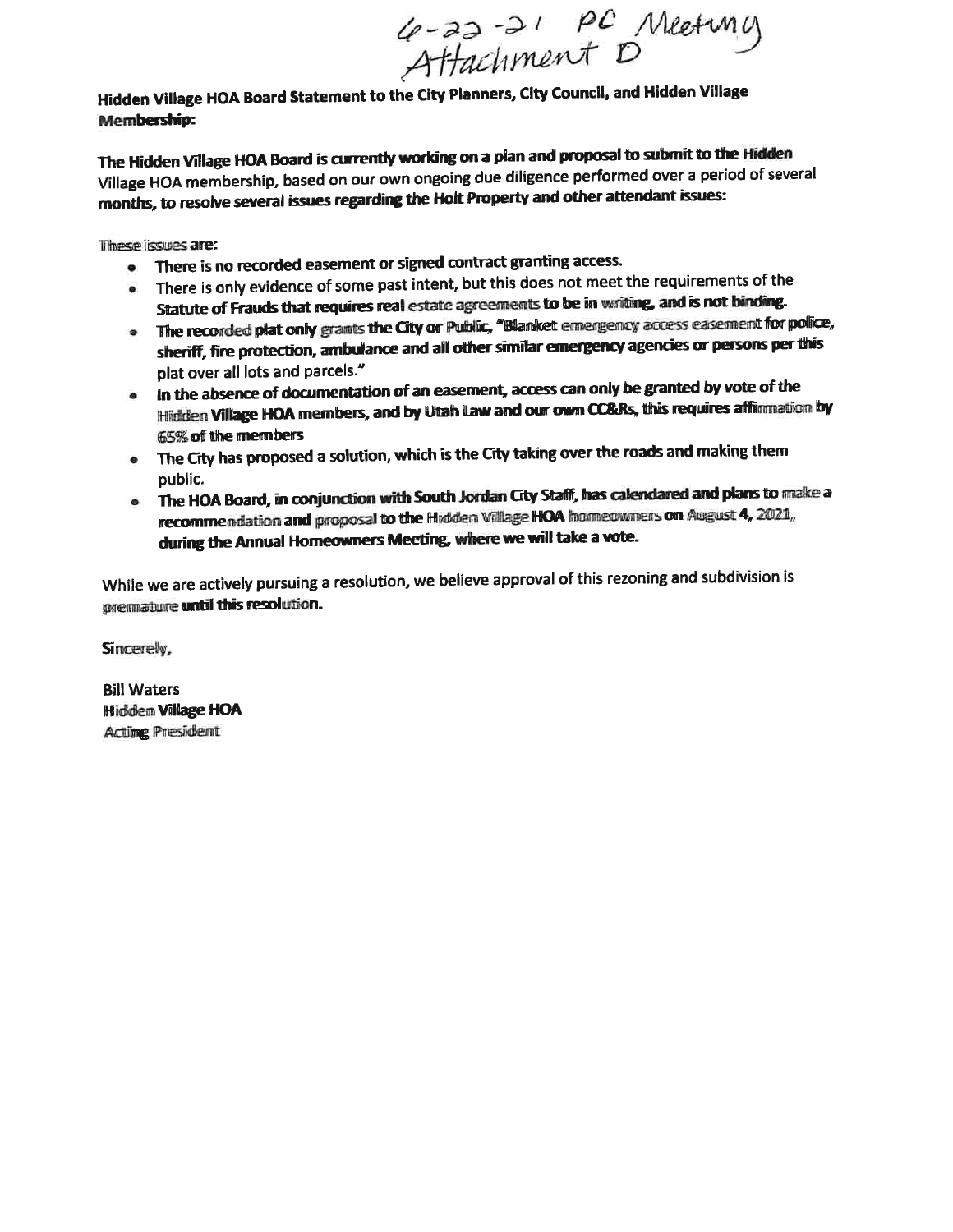6-22-21 PC Meeting
Attachment D

**Hidden Village HOA Board Statement to the City Planners, City Council, and Hidden Village Membership:**

**The Hidden Village HOA Board is currently working on a plan and proposal to submit to the Hidden Village HOA membership, based on our own ongoing due diligence performed over a period of several months, to resolve several issues regarding the Holt Property and other attendant issues:**

These issues are:

- **There is no recorded easement or signed contract granting access.**
- There is only evidence of some past intent, but this does not meet the requirements of the Statute of Frauds that requires real estate agreements **to be in writing, and is not binding.**
- **The recorded plat only grants the City or Public, "Blanket emergency access easement for police, sheriff, fire protection, ambulance and all other similar emergency agencies or persons per this plat over all lots and parcels."**
- **In the absence of documentation of an easement, access can only be granted by vote of the Hidden Village HOA members, and by Utah Law and our own CC&Rs, this requires affirmation by 65% of the members**
- The City has proposed a solution, which is the City taking over the roads and making them public.
- **The HOA Board, in conjunction with South Jordan City Staff, has calendared and plans to make a recommendation and proposal to the Hidden Village HOA homeowners on August 4, 2021, during the Annual Homeowners Meeting, where we will take a vote.**

While we are actively pursuing a resolution, we believe approval of this rezoning and subdivision is premature **until this resolution.**

Sincerely,

Bill Waters
**Hidden Village HOA**
Acting President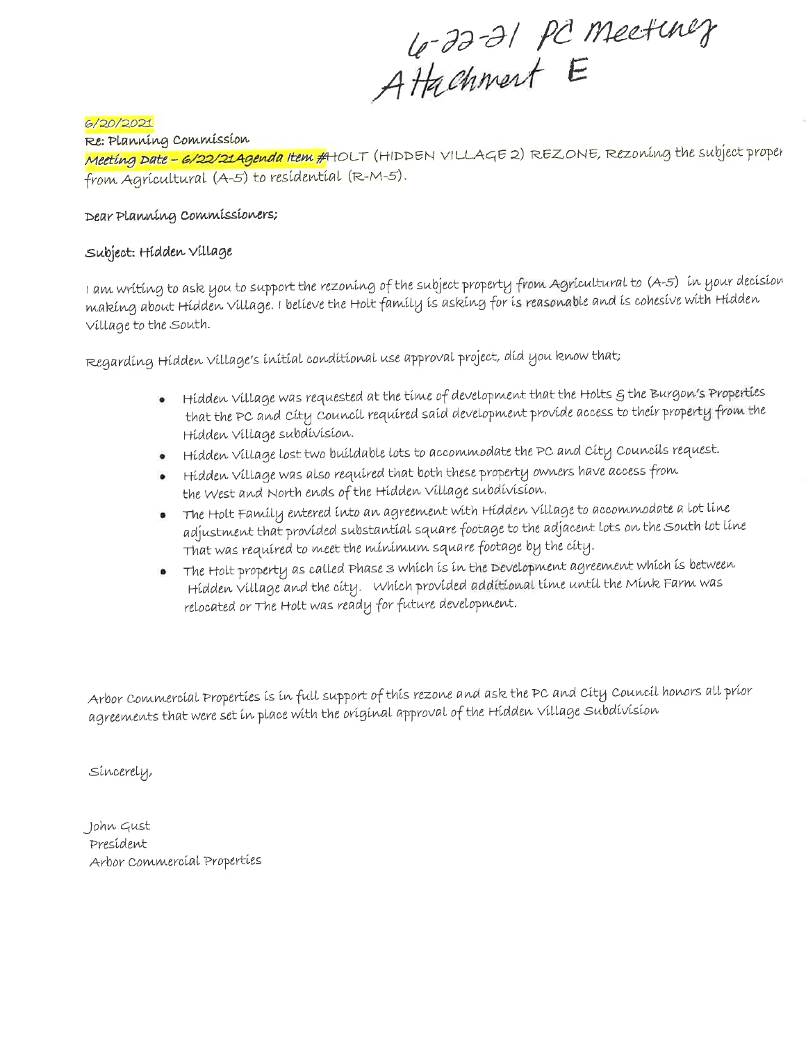6-22-21 PC Meeting
Attachment E

6/20/2021

Re: Planning Commission

Meeting Date – 6/22/21Agenda Item #HOLT (HIDDEN VILLAGE 2) REZONE, Rezoning the subject proper from Agricultural (A-5) to residential (R-M-5).

Dear Planning Commissioners;

Subject: Hidden Village

I am writing to ask you to support the rezoning of the subject property from Agricultural to (A-5) in your decision making about Hidden Village. I believe the Holt family is asking for is reasonable and is cohesive with Hidden Village to the South.

Regarding Hidden Village's initial conditional use approval project, did you know that;

- Hidden Village was requested at the time of development that the Holts & the Burgon's Properties that the PC and City Council required said development provide access to their property from the Hidden Village subdivision.
- Hidden Village lost two buildable lots to accommodate the PC and City Councils request.
- Hidden Village was also required that both these property owners have access from the West and North ends of the Hidden Village subdivision.
- The Holt Family entered into an agreement with Hidden Village to accommodate a lot line adjustment that provided substantial square footage to the adjacent lots on the South lot line That was required to meet the minimum square footage by the city.
- The Holt property as called Phase 3 which is in the Development agreement which is between Hidden Village and the city. Which provided additional time until the Mink Farm was relocated or The Holt was ready for future development.

Arbor Commercial Properties is in full support of this rezone and ask the PC and City Council honors all prior agreements that were set in place with the original approval of the Hidden Village Subdivision

Sincerely,

John Gust
President
Arbor Commercial Properties